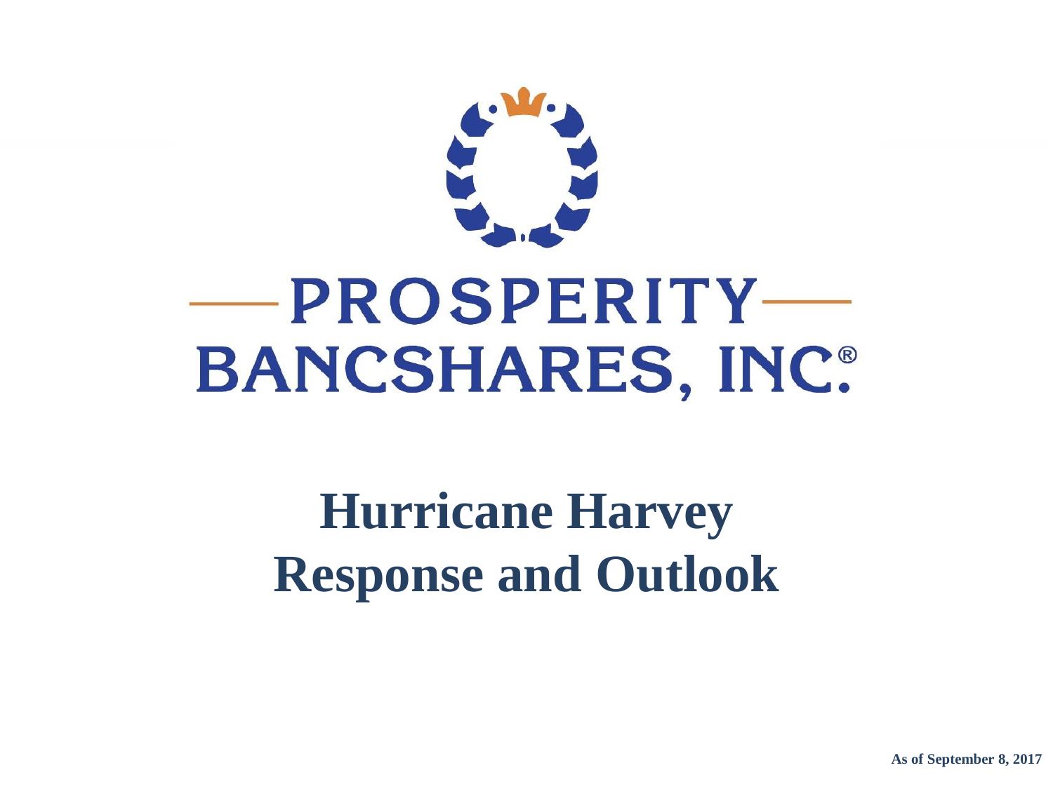PROSPERITY BANCSHARES, INC.®

# Hurricane Harvey Response and Outlook

**As of September 8, 2017**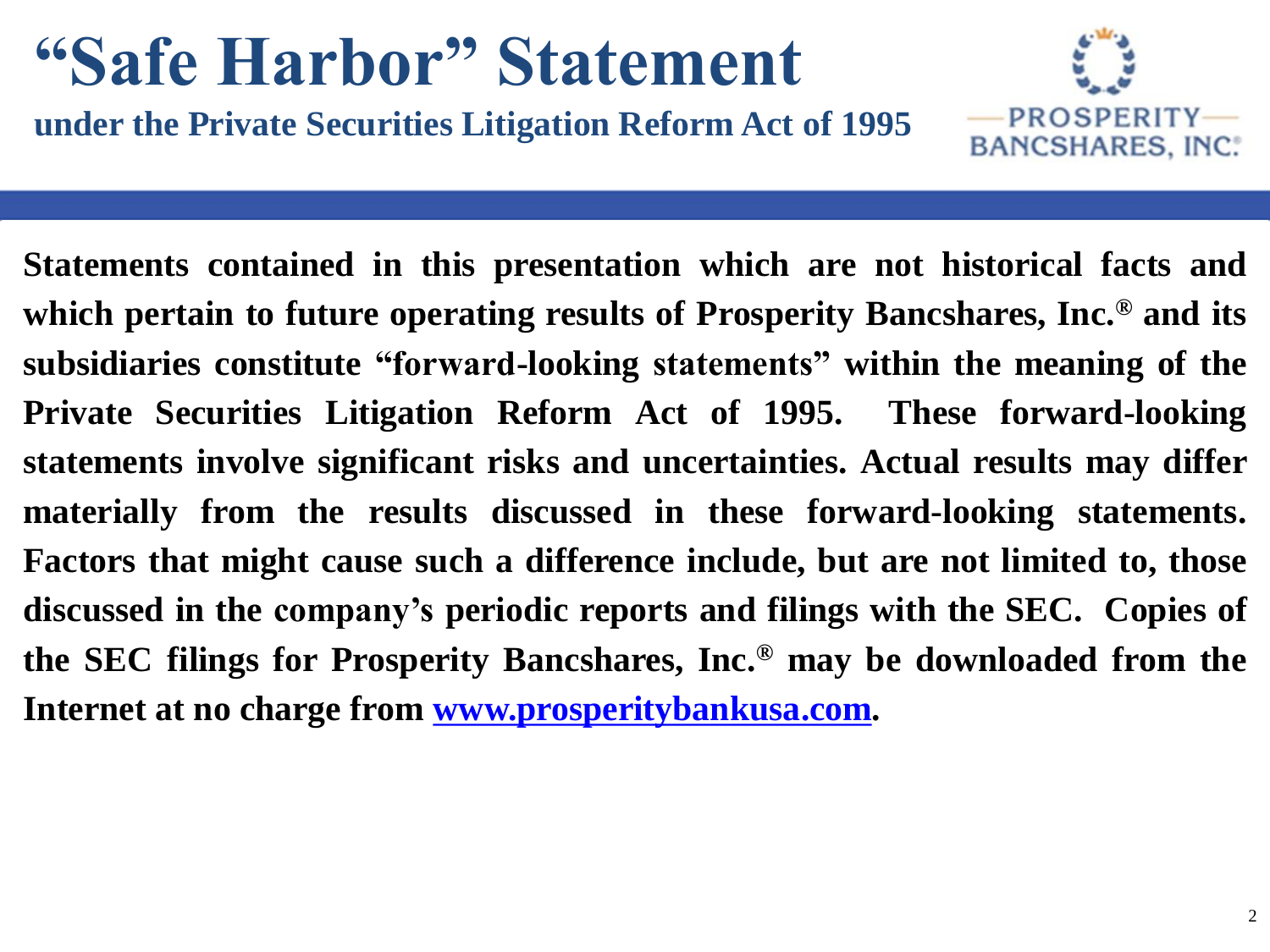# "Safe Harbor" Statement

## under the Private Securities Litigation Reform Act of 1995

PROSPERITY BANCSHARES, INC.®

**Statements contained in this presentation which are not historical facts and which pertain to future operating results of Prosperity Bancshares, Inc.® and its subsidiaries constitute "forward-looking statements" within the meaning of the Private Securities Litigation Reform Act of 1995. These forward-looking statements involve significant risks and uncertainties. Actual results may differ materially from the results discussed in these forward-looking statements. Factors that might cause such a difference include, but are not limited to, those discussed in the company's periodic reports and filings with the SEC. Copies of the SEC filings for Prosperity Bancshares, Inc.® may be downloaded from the Internet at no charge from [www.prosperitybankusa.com](http://www.prosperitybankusa.com).**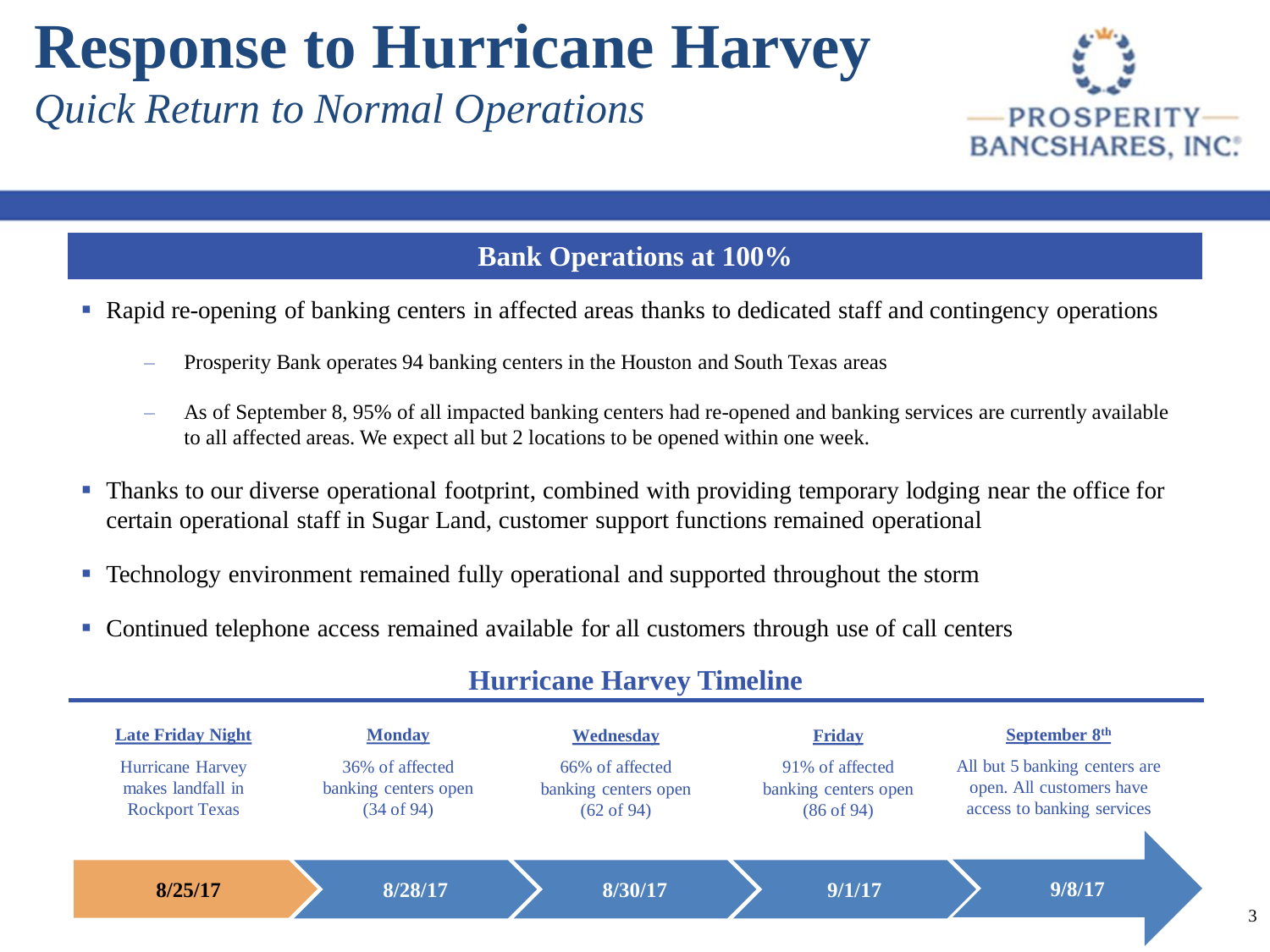# Response to Hurricane Harvey

*Quick Return to Normal Operations*

PROSPERITY BANCSHARES, INC.

## Bank Operations at 100%

- Rapid re-opening of banking centers in affected areas thanks to dedicated staff and contingency operations
  - Prosperity Bank operates 94 banking centers in the Houston and South Texas areas
  - As of September 8, 95% of all impacted banking centers had re-opened and banking services are currently available to all affected areas. We expect all but 2 locations to be opened within one week.
- Thanks to our diverse operational footprint, combined with providing temporary lodging near the office for certain operational staff in Sugar Land, customer support functions remained operational
- Technology environment remained fully operational and supported throughout the storm
- Continued telephone access remained available for all customers through use of call centers

## Hurricane Harvey Timeline

| Late Friday Night | Monday | Wednesday | Friday | September 8th |
|---|---|---|---|---|
| Hurricane Harvey makes landfall in Rockport Texas | 36% of affected banking centers open (34 of 94) | 66% of affected banking centers open (62 of 94) | 91% of affected banking centers open (86 of 94) | All but 5 banking centers are open. All customers have access to banking services |
| **8/25/17** | **8/28/17** | **8/30/17** | **9/1/17** | **9/8/17** |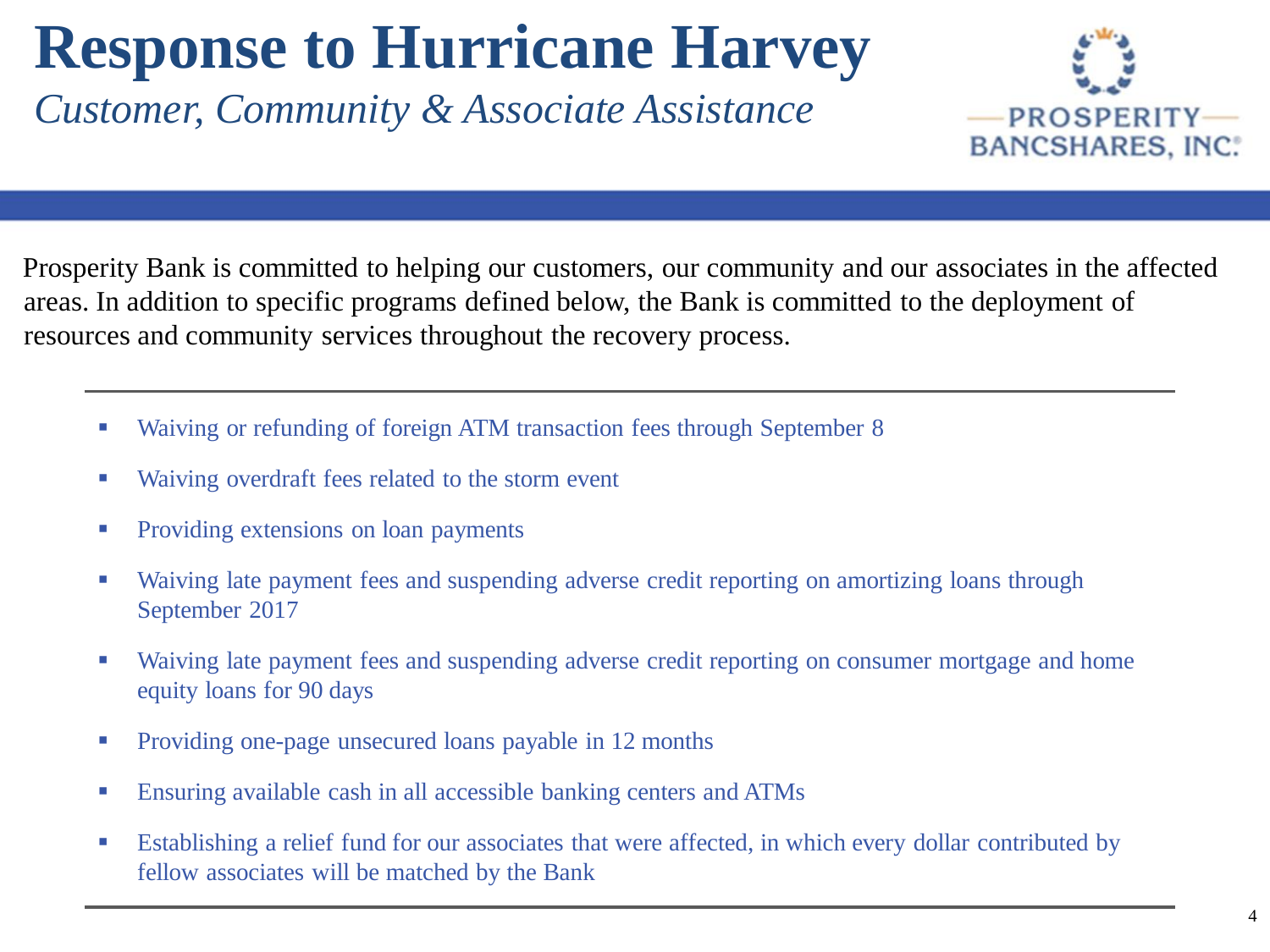# Response to Hurricane Harvey

*Customer, Community & Associate Assistance*

PROSPERITY BANCSHARES, INC.®

Prosperity Bank is committed to helping our customers, our community and our associates in the affected areas. In addition to specific programs defined below, the Bank is committed to the deployment of resources and community services throughout the recovery process.

- Waiving or refunding of foreign ATM transaction fees through September 8
- Waiving overdraft fees related to the storm event
- Providing extensions on loan payments
- Waiving late payment fees and suspending adverse credit reporting on amortizing loans through September 2017
- Waiving late payment fees and suspending adverse credit reporting on consumer mortgage and home equity loans for 90 days
- Providing one-page unsecured loans payable in 12 months
- Ensuring available cash in all accessible banking centers and ATMs
- Establishing a relief fund for our associates that were affected, in which every dollar contributed by fellow associates will be matched by the Bank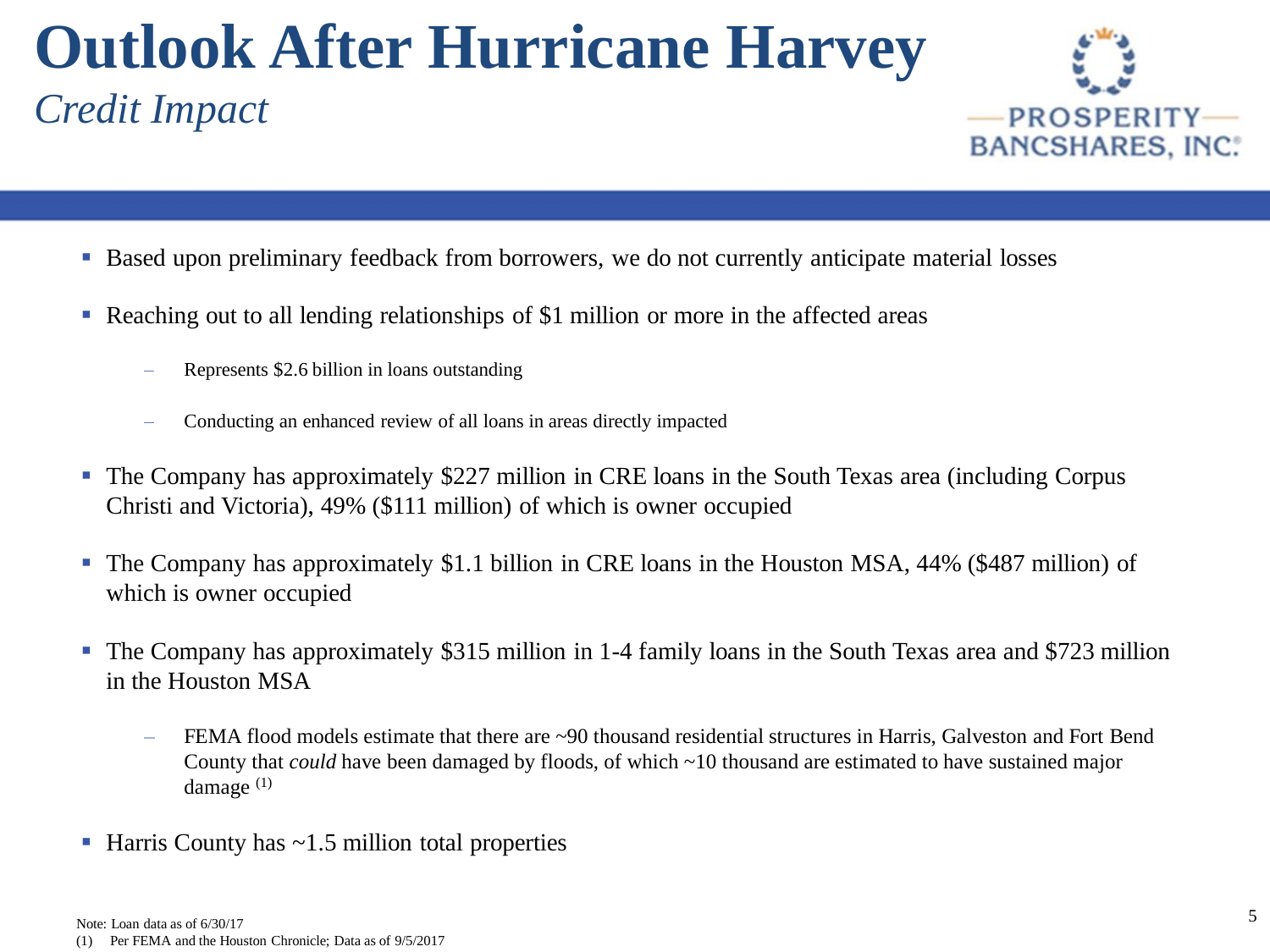# Outlook After Hurricane Harvey

*Credit Impact*

PROSPERITY BANCSHARES, INC.®

- Based upon preliminary feedback from borrowers, we do not currently anticipate material losses
- Reaching out to all lending relationships of $1 million or more in the affected areas
  - Represents $2.6 billion in loans outstanding
  - Conducting an enhanced review of all loans in areas directly impacted
- The Company has approximately $227 million in CRE loans in the South Texas area (including Corpus Christi and Victoria), 49% ($111 million) of which is owner occupied
- The Company has approximately $1.1 billion in CRE loans in the Houston MSA, 44% ($487 million) of which is owner occupied
- The Company has approximately $315 million in 1-4 family loans in the South Texas area and $723 million in the Houston MSA
  - FEMA flood models estimate that there are ~90 thousand residential structures in Harris, Galveston and Fort Bend County that *could* have been damaged by floods, of which ~10 thousand are estimated to have sustained major damage [(1)]
- Harris County has ~1.5 million total properties

Note: Loan data as of 6/30/17

(1) Per FEMA and the Houston Chronicle; Data as of 9/5/2017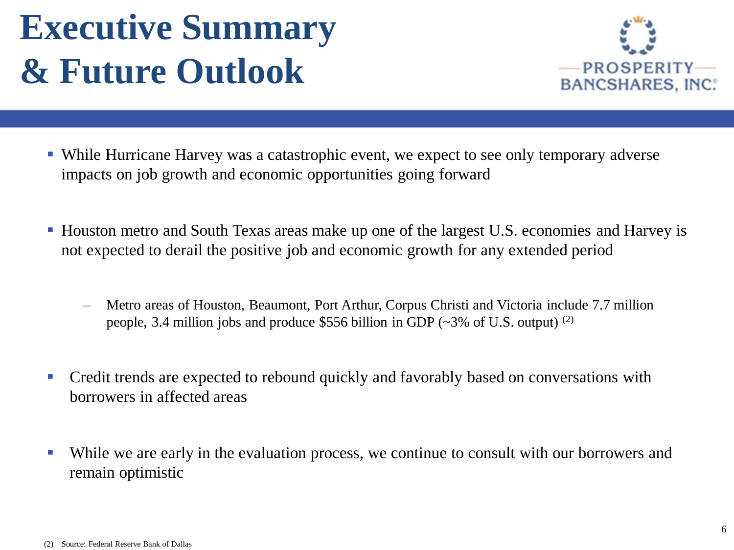# Executive Summary & Future Outlook

PROSPERITY BANCSHARES, INC.

- While Hurricane Harvey was a catastrophic event, we expect to see only temporary adverse impacts on job growth and economic opportunities going forward
- Houston metro and South Texas areas make up one of the largest U.S. economies and Harvey is not expected to derail the positive job and economic growth for any extended period
  - Metro areas of Houston, Beaumont, Port Arthur, Corpus Christi and Victoria include 7.7 million people, 3.4 million jobs and produce $556 billion in GDP (~3% of U.S. output) (2)
- Credit trends are expected to rebound quickly and favorably based on conversations with borrowers in affected areas
- While we are early in the evaluation process, we continue to consult with our borrowers and remain optimistic

(2) Source: Federal Reserve Bank of Dallas